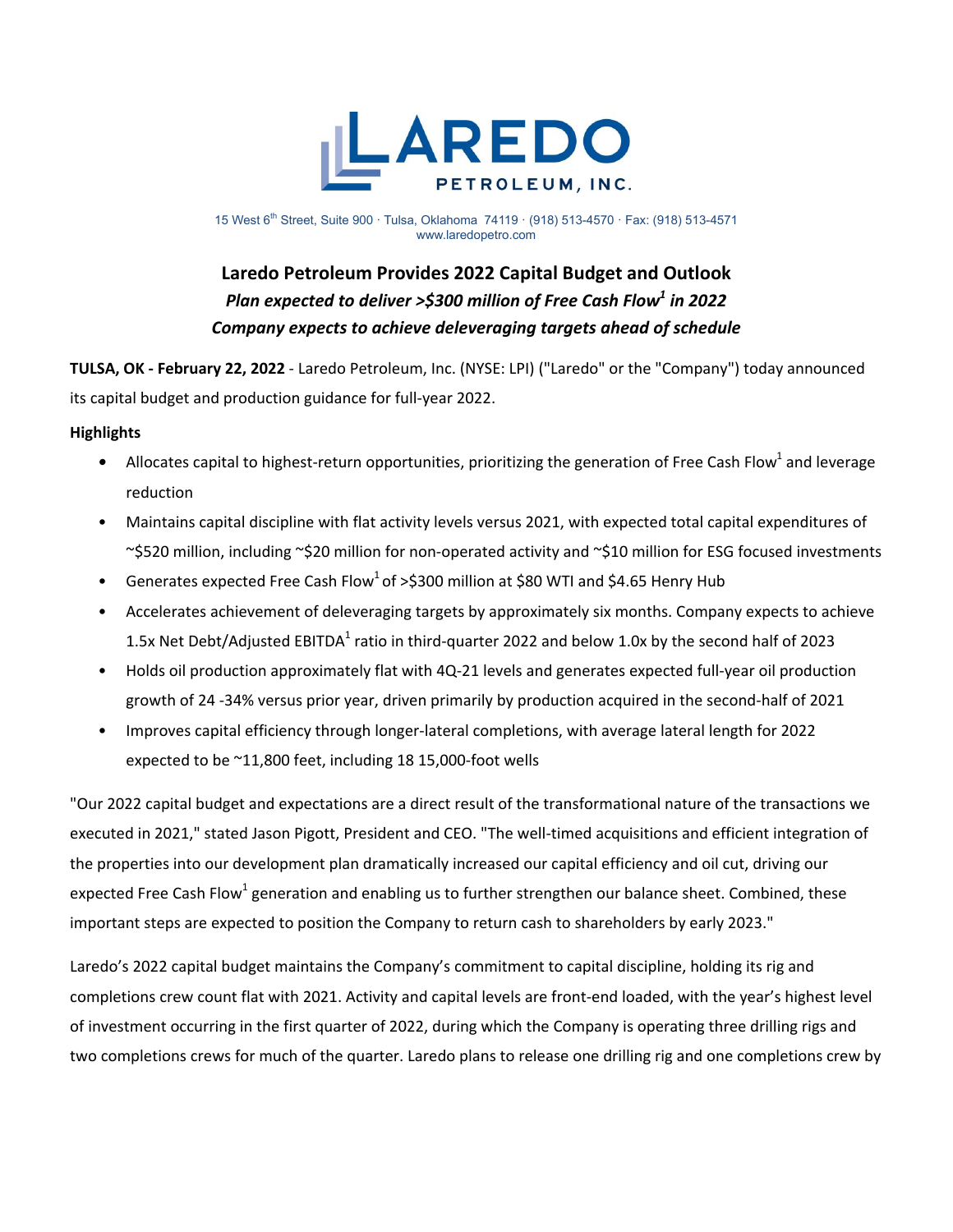LAREDO PETROLEUM, INC.

15 West 6th Street, Suite 900 · Tulsa, Oklahoma 74119 · (918) 513-4570 · Fax: (918) 513-4571
www.laredopetro.com

# Laredo Petroleum Provides 2022 Capital Budget and Outlook

***Plan expected to deliver >$300 million of Free Cash Flow[1] in 2022***

***Company expects to achieve deleveraging targets ahead of schedule***

**TULSA, OK - February 22, 2022** - Laredo Petroleum, Inc. (NYSE: LPI) ("Laredo" or the "Company") today announced its capital budget and production guidance for full-year 2022.

**Highlights**

- Allocates capital to highest-return opportunities, prioritizing the generation of Free Cash Flow[1] and leverage reduction
- Maintains capital discipline with flat activity levels versus 2021, with expected total capital expenditures of ~$520 million, including ~$20 million for non-operated activity and ~$10 million for ESG focused investments
- Generates expected Free Cash Flow[1] of >$300 million at $80 WTI and $4.65 Henry Hub
- Accelerates achievement of deleveraging targets by approximately six months. Company expects to achieve 1.5x Net Debt/Adjusted EBITDA[1] ratio in third-quarter 2022 and below 1.0x by the second half of 2023
- Holds oil production approximately flat with 4Q-21 levels and generates expected full-year oil production growth of 24 -34% versus prior year, driven primarily by production acquired in the second-half of 2021
- Improves capital efficiency through longer-lateral completions, with average lateral length for 2022 expected to be ~11,800 feet, including 18 15,000-foot wells

"Our 2022 capital budget and expectations are a direct result of the transformational nature of the transactions we executed in 2021," stated Jason Pigott, President and CEO. "The well-timed acquisitions and efficient integration of the properties into our development plan dramatically increased our capital efficiency and oil cut, driving our expected Free Cash Flow[1] generation and enabling us to further strengthen our balance sheet. Combined, these important steps are expected to position the Company to return cash to shareholders by early 2023."

Laredo's 2022 capital budget maintains the Company's commitment to capital discipline, holding its rig and completions crew count flat with 2021. Activity and capital levels are front-end loaded, with the year's highest level of investment occurring in the first quarter of 2022, during which the Company is operating three drilling rigs and two completions crews for much of the quarter. Laredo plans to release one drilling rig and one completions crew by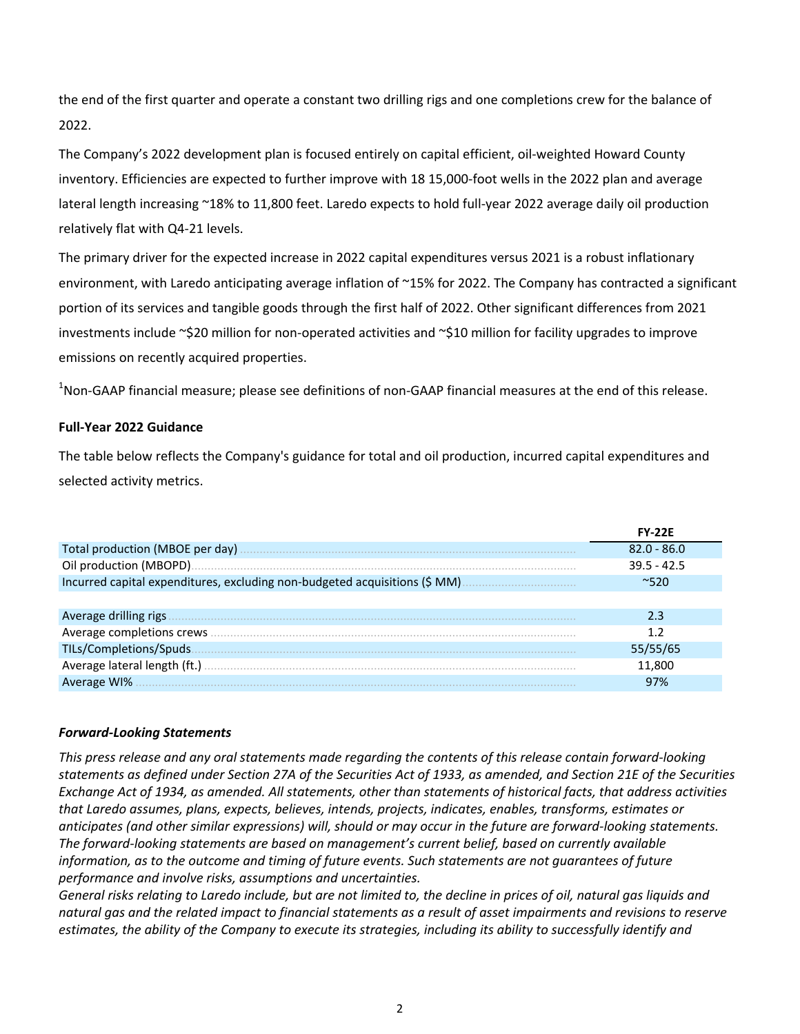the end of the first quarter and operate a constant two drilling rigs and one completions crew for the balance of 2022.

The Company's 2022 development plan is focused entirely on capital efficient, oil-weighted Howard County inventory. Efficiencies are expected to further improve with 18 15,000-foot wells in the 2022 plan and average lateral length increasing ~18% to 11,800 feet. Laredo expects to hold full-year 2022 average daily oil production relatively flat with Q4-21 levels.

The primary driver for the expected increase in 2022 capital expenditures versus 2021 is a robust inflationary environment, with Laredo anticipating average inflation of ~15% for 2022. The Company has contracted a significant portion of its services and tangible goods through the first half of 2022. Other significant differences from 2021 investments include ~$20 million for non-operated activities and ~$10 million for facility upgrades to improve emissions on recently acquired properties.

[1]Non-GAAP financial measure; please see definitions of non-GAAP financial measures at the end of this release.

**Full-Year 2022 Guidance**

The table below reflects the Company's guidance for total and oil production, incurred capital expenditures and selected activity metrics.

| | FY-22E |
|---|---|
| Total production (MBOE per day) | 82.0 - 86.0 |
| Oil production (MBOPD) | 39.5 - 42.5 |
| Incurred capital expenditures, excluding non-budgeted acquisitions ($ MM) | ~520 |
| | |
| Average drilling rigs | 2.3 |
| Average completions crews | 1.2 |
| TILs/Completions/Spuds | 55/55/65 |
| Average lateral length (ft.) | 11,800 |
| Average WI% | 97% |

***Forward-Looking Statements***

*This press release and any oral statements made regarding the contents of this release contain forward-looking statements as defined under Section 27A of the Securities Act of 1933, as amended, and Section 21E of the Securities Exchange Act of 1934, as amended. All statements, other than statements of historical facts, that address activities that Laredo assumes, plans, expects, believes, intends, projects, indicates, enables, transforms, estimates or anticipates (and other similar expressions) will, should or may occur in the future are forward-looking statements. The forward-looking statements are based on management's current belief, based on currently available information, as to the outcome and timing of future events. Such statements are not guarantees of future performance and involve risks, assumptions and uncertainties.*

*General risks relating to Laredo include, but are not limited to, the decline in prices of oil, natural gas liquids and natural gas and the related impact to financial statements as a result of asset impairments and revisions to reserve estimates, the ability of the Company to execute its strategies, including its ability to successfully identify and*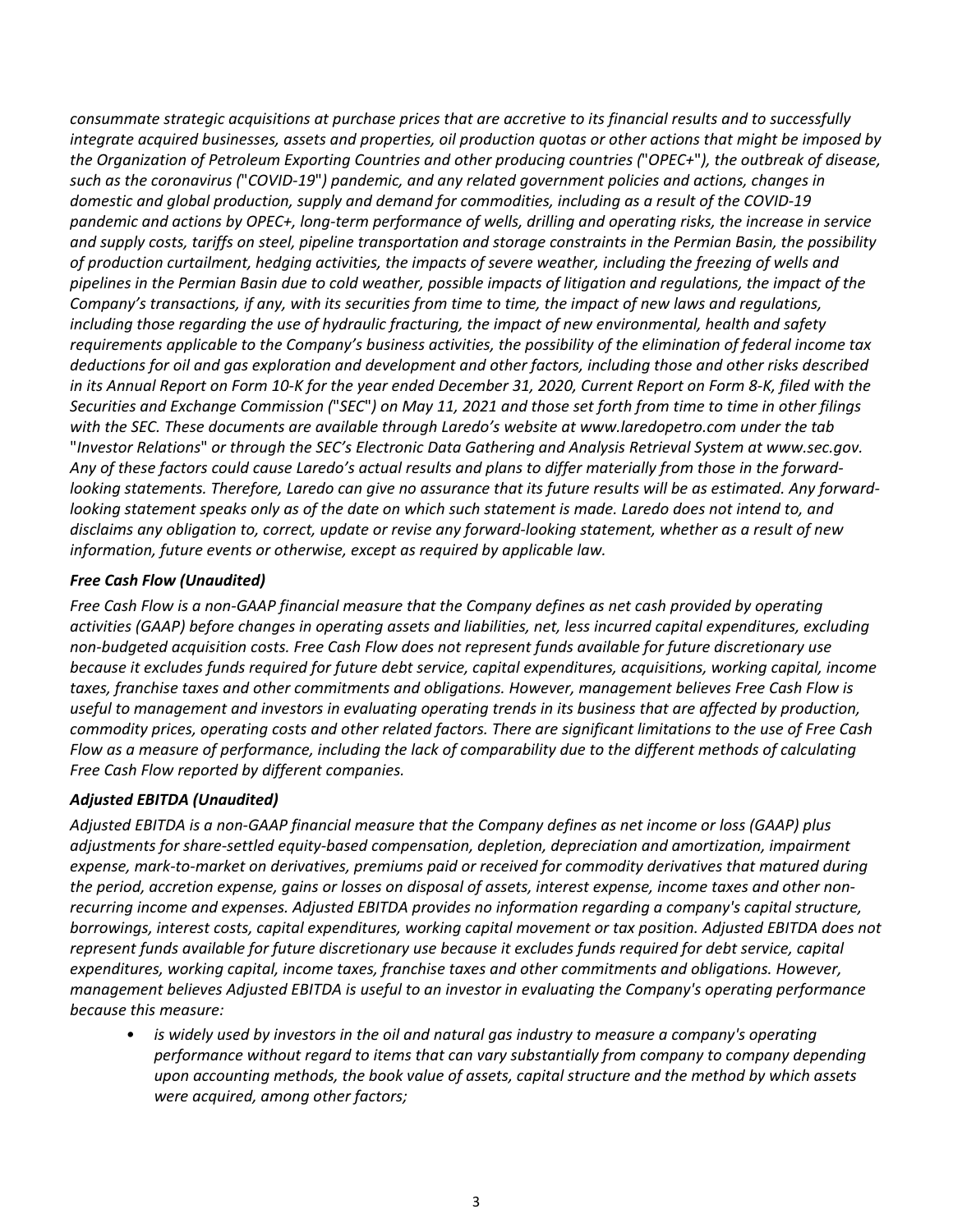*consummate strategic acquisitions at purchase prices that are accretive to its financial results and to successfully integrate acquired businesses, assets and properties, oil production quotas or other actions that might be imposed by the Organization of Petroleum Exporting Countries and other producing countries ("OPEC+"), the outbreak of disease, such as the coronavirus ("COVID-19") pandemic, and any related government policies and actions, changes in domestic and global production, supply and demand for commodities, including as a result of the COVID-19 pandemic and actions by OPEC+, long-term performance of wells, drilling and operating risks, the increase in service and supply costs, tariffs on steel, pipeline transportation and storage constraints in the Permian Basin, the possibility of production curtailment, hedging activities, the impacts of severe weather, including the freezing of wells and pipelines in the Permian Basin due to cold weather, possible impacts of litigation and regulations, the impact of the Company's transactions, if any, with its securities from time to time, the impact of new laws and regulations, including those regarding the use of hydraulic fracturing, the impact of new environmental, health and safety requirements applicable to the Company's business activities, the possibility of the elimination of federal income tax deductions for oil and gas exploration and development and other factors, including those and other risks described in its Annual Report on Form 10-K for the year ended December 31, 2020, Current Report on Form 8-K, filed with the Securities and Exchange Commission ("SEC") on May 11, 2021 and those set forth from time to time in other filings with the SEC. These documents are available through Laredo's website at www.laredopetro.com under the tab "Investor Relations" or through the SEC's Electronic Data Gathering and Analysis Retrieval System at www.sec.gov. Any of these factors could cause Laredo's actual results and plans to differ materially from those in the forward-looking statements. Therefore, Laredo can give no assurance that its future results will be as estimated. Any forward-looking statement speaks only as of the date on which such statement is made. Laredo does not intend to, and disclaims any obligation to, correct, update or revise any forward-looking statement, whether as a result of new information, future events or otherwise, except as required by applicable law.*

### *Free Cash Flow (Unaudited)*

*Free Cash Flow is a non-GAAP financial measure that the Company defines as net cash provided by operating activities (GAAP) before changes in operating assets and liabilities, net, less incurred capital expenditures, excluding non-budgeted acquisition costs. Free Cash Flow does not represent funds available for future discretionary use because it excludes funds required for future debt service, capital expenditures, acquisitions, working capital, income taxes, franchise taxes and other commitments and obligations. However, management believes Free Cash Flow is useful to management and investors in evaluating operating trends in its business that are affected by production, commodity prices, operating costs and other related factors. There are significant limitations to the use of Free Cash Flow as a measure of performance, including the lack of comparability due to the different methods of calculating Free Cash Flow reported by different companies.*

### *Adjusted EBITDA (Unaudited)*

*Adjusted EBITDA is a non-GAAP financial measure that the Company defines as net income or loss (GAAP) plus adjustments for share-settled equity-based compensation, depletion, depreciation and amortization, impairment expense, mark-to-market on derivatives, premiums paid or received for commodity derivatives that matured during the period, accretion expense, gains or losses on disposal of assets, interest expense, income taxes and other non-recurring income and expenses. Adjusted EBITDA provides no information regarding a company's capital structure, borrowings, interest costs, capital expenditures, working capital movement or tax position. Adjusted EBITDA does not represent funds available for future discretionary use because it excludes funds required for debt service, capital expenditures, working capital, income taxes, franchise taxes and other commitments and obligations. However, management believes Adjusted EBITDA is useful to an investor in evaluating the Company's operating performance because this measure:*

- *is widely used by investors in the oil and natural gas industry to measure a company's operating performance without regard to items that can vary substantially from company to company depending upon accounting methods, the book value of assets, capital structure and the method by which assets were acquired, among other factors;*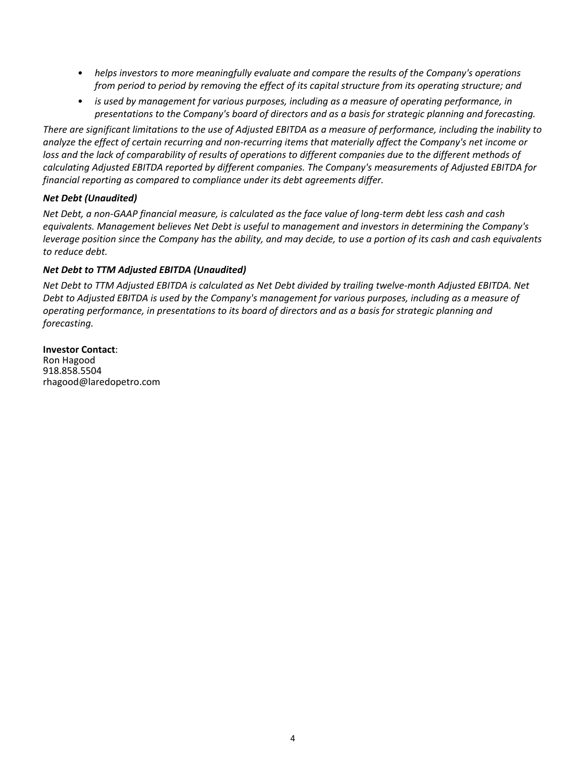- *helps investors to more meaningfully evaluate and compare the results of the Company's operations from period to period by removing the effect of its capital structure from its operating structure; and*
- *is used by management for various purposes, including as a measure of operating performance, in presentations to the Company's board of directors and as a basis for strategic planning and forecasting.*

*There are significant limitations to the use of Adjusted EBITDA as a measure of performance, including the inability to analyze the effect of certain recurring and non-recurring items that materially affect the Company's net income or loss and the lack of comparability of results of operations to different companies due to the different methods of calculating Adjusted EBITDA reported by different companies. The Company's measurements of Adjusted EBITDA for financial reporting as compared to compliance under its debt agreements differ.*

***Net Debt (Unaudited)***

*Net Debt, a non-GAAP financial measure, is calculated as the face value of long-term debt less cash and cash equivalents. Management believes Net Debt is useful to management and investors in determining the Company's leverage position since the Company has the ability, and may decide, to use a portion of its cash and cash equivalents to reduce debt.*

***Net Debt to TTM Adjusted EBITDA (Unaudited)***

*Net Debt to TTM Adjusted EBITDA is calculated as Net Debt divided by trailing twelve-month Adjusted EBITDA. Net Debt to Adjusted EBITDA is used by the Company's management for various purposes, including as a measure of operating performance, in presentations to its board of directors and as a basis for strategic planning and forecasting.*

**Investor Contact**:
Ron Hagood
918.858.5504
rhagood@laredopetro.com